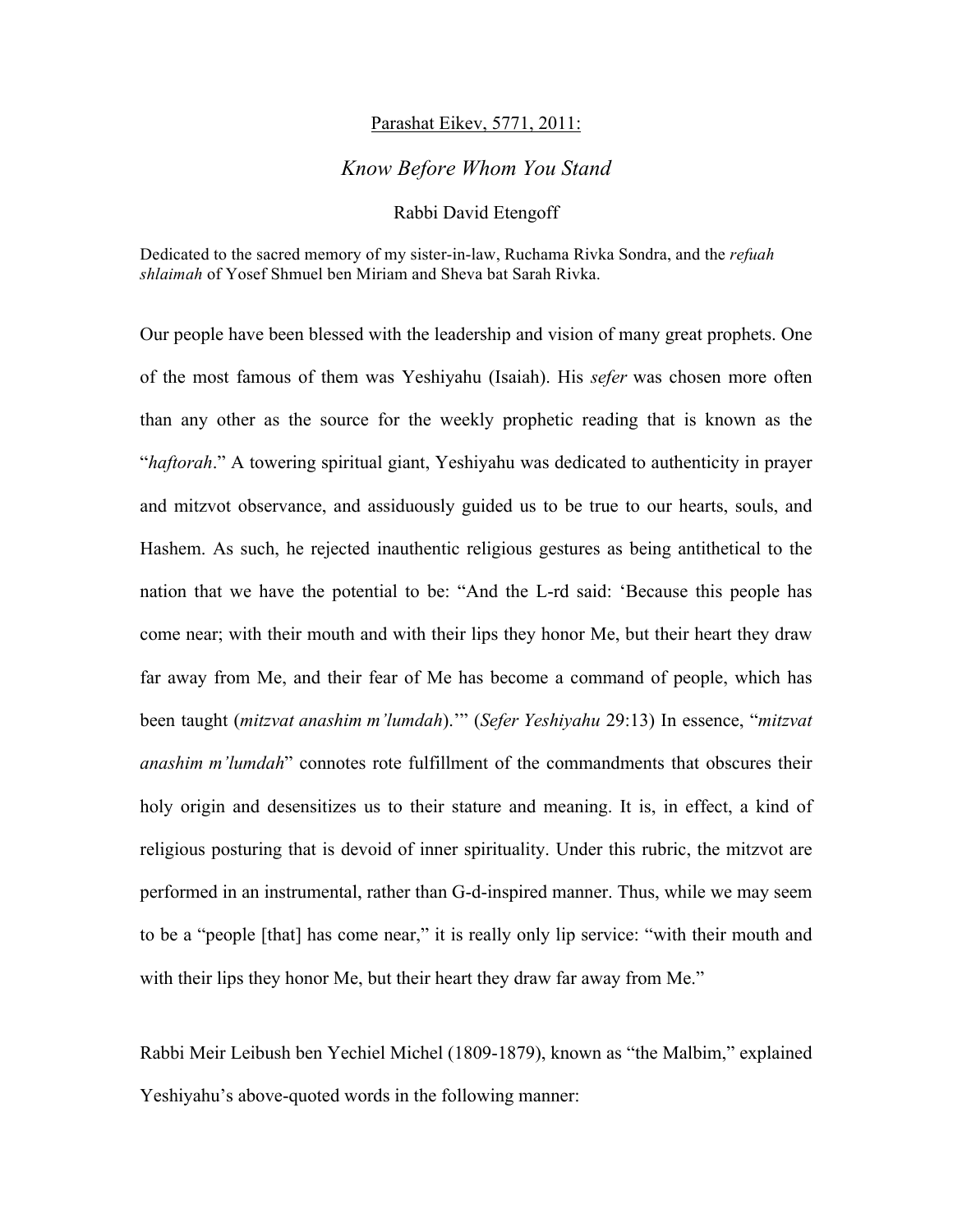Parashat Eikev, 5771, 2011:

# *Know Before Whom You Stand*

Rabbi David Etengoff

Dedicated to the sacred memory of my sister-in-law, Ruchama Rivka Sondra, and the *refuah shlaimah* of Yosef Shmuel ben Miriam and Sheva bat Sarah Rivka.

Our people have been blessed with the leadership and vision of many great prophets. One of the most famous of them was Yeshiyahu (Isaiah). His *sefer* was chosen more often than any other as the source for the weekly prophetic reading that is known as the "*haftorah*." A towering spiritual giant, Yeshiyahu was dedicated to authenticity in prayer and mitzvot observance, and assiduously guided us to be true to our hearts, souls, and Hashem. As such, he rejected inauthentic religious gestures as being antithetical to the nation that we have the potential to be: "And the L-rd said: 'Because this people has come near; with their mouth and with their lips they honor Me, but their heart they draw far away from Me, and their fear of Me has become a command of people, which has been taught (*mitzvat anashim m'lumdah*).'" (*Sefer Yeshiyahu* 29:13) In essence, "*mitzvat anashim m'lumdah*" connotes rote fulfillment of the commandments that obscures their holy origin and desensitizes us to their stature and meaning. It is, in effect, a kind of religious posturing that is devoid of inner spirituality. Under this rubric, the mitzvot are performed in an instrumental, rather than G-d-inspired manner. Thus, while we may seem to be a "people [that] has come near," it is really only lip service: "with their mouth and with their lips they honor Me, but their heart they draw far away from Me."

Rabbi Meir Leibush ben Yechiel Michel (1809-1879), known as "the Malbim," explained Yeshiyahu's above-quoted words in the following manner: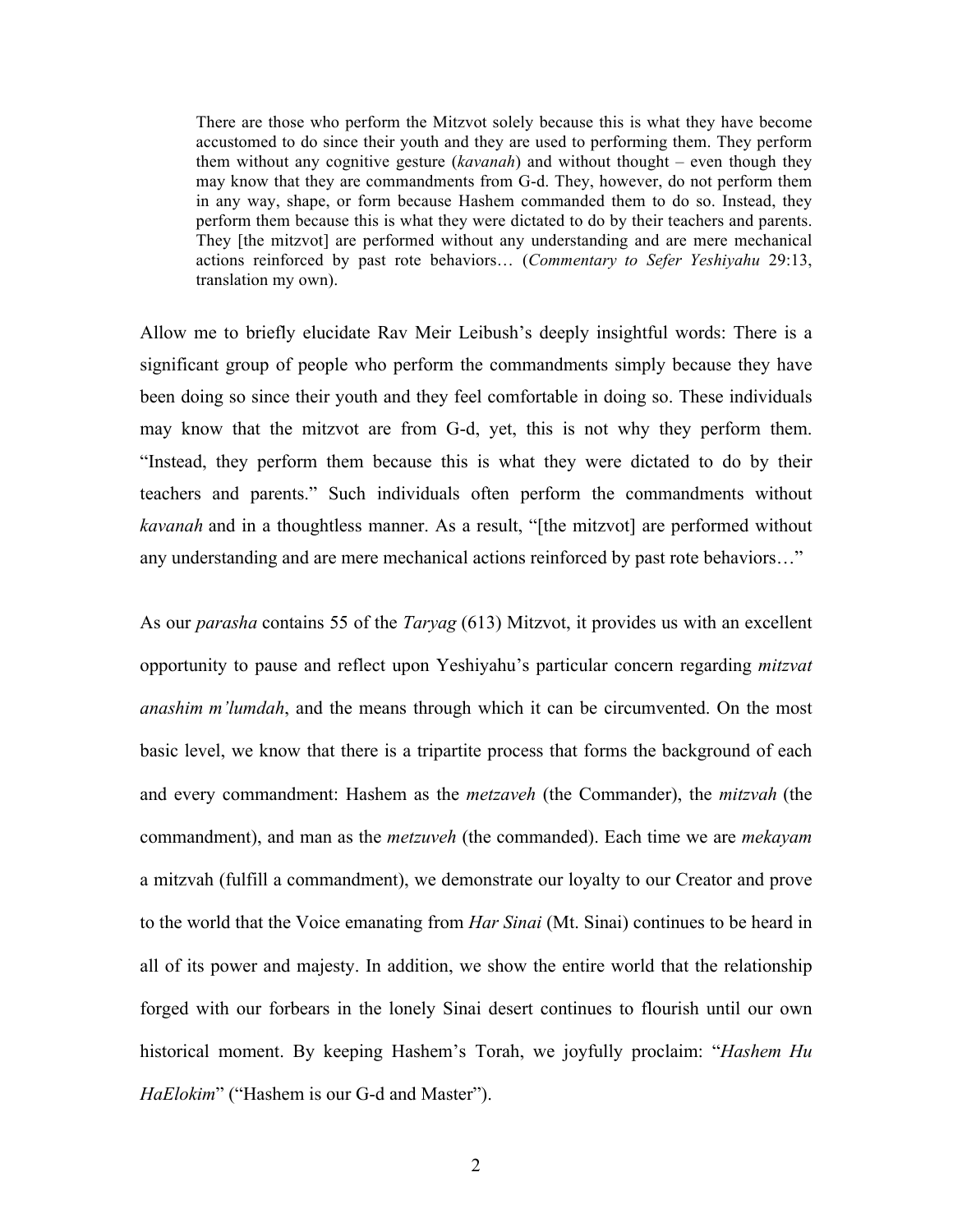> There are those who perform the Mitzvot solely because this is what they have become accustomed to do since their youth and they are used to performing them. They perform them without any cognitive gesture (*kavanah*) and without thought – even though they may know that they are commandments from G-d. They, however, do not perform them in any way, shape, or form because Hashem commanded them to do so. Instead, they perform them because this is what they were dictated to do by their teachers and parents. They [the mitzvot] are performed without any understanding and are mere mechanical actions reinforced by past rote behaviors… (*Commentary to Sefer Yeshiyahu* 29:13, translation my own).

Allow me to briefly elucidate Rav Meir Leibush's deeply insightful words: There is a significant group of people who perform the commandments simply because they have been doing so since their youth and they feel comfortable in doing so. These individuals may know that the mitzvot are from G-d, yet, this is not why they perform them. "Instead, they perform them because this is what they were dictated to do by their teachers and parents." Such individuals often perform the commandments without *kavanah* and in a thoughtless manner. As a result, "[the mitzvot] are performed without any understanding and are mere mechanical actions reinforced by past rote behaviors…"

As our *parasha* contains 55 of the *Taryag* (613) Mitzvot, it provides us with an excellent opportunity to pause and reflect upon Yeshiyahu's particular concern regarding *mitzvat anashim m'lumdah*, and the means through which it can be circumvented. On the most basic level, we know that there is a tripartite process that forms the background of each and every commandment: Hashem as the *metzaveh* (the Commander), the *mitzvah* (the commandment), and man as the *metzuveh* (the commanded). Each time we are *mekayam* a mitzvah (fulfill a commandment), we demonstrate our loyalty to our Creator and prove to the world that the Voice emanating from *Har Sinai* (Mt. Sinai) continues to be heard in all of its power and majesty. In addition, we show the entire world that the relationship forged with our forbears in the lonely Sinai desert continues to flourish until our own historical moment. By keeping Hashem's Torah, we joyfully proclaim: "*Hashem Hu HaElokim*" ("Hashem is our G-d and Master").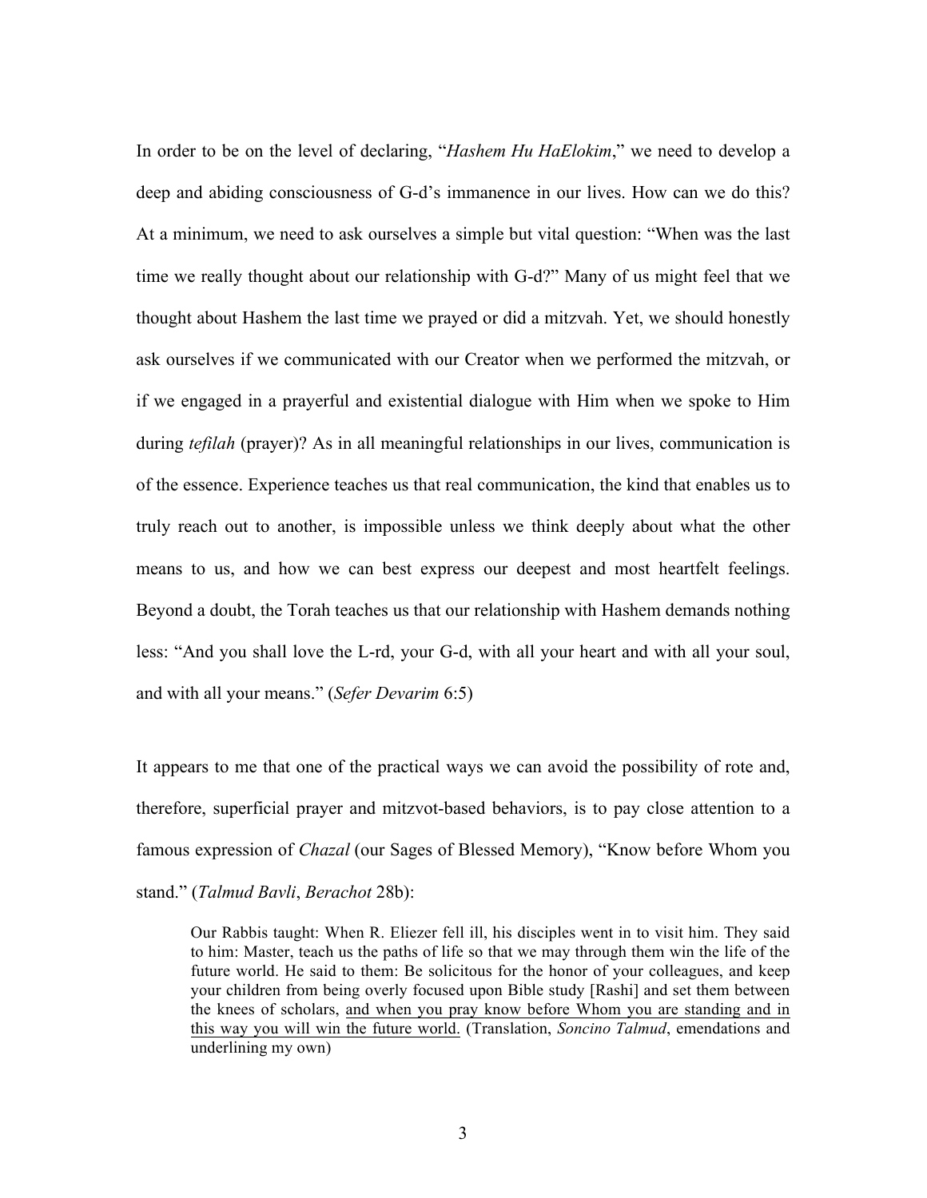In order to be on the level of declaring, "*Hashem Hu HaElokim*," we need to develop a deep and abiding consciousness of G-d's immanence in our lives. How can we do this? At a minimum, we need to ask ourselves a simple but vital question: "When was the last time we really thought about our relationship with G-d?" Many of us might feel that we thought about Hashem the last time we prayed or did a mitzvah. Yet, we should honestly ask ourselves if we communicated with our Creator when we performed the mitzvah, or if we engaged in a prayerful and existential dialogue with Him when we spoke to Him during *tefilah* (prayer)? As in all meaningful relationships in our lives, communication is of the essence. Experience teaches us that real communication, the kind that enables us to truly reach out to another, is impossible unless we think deeply about what the other means to us, and how we can best express our deepest and most heartfelt feelings. Beyond a doubt, the Torah teaches us that our relationship with Hashem demands nothing less: "And you shall love the L-rd, your G-d, with all your heart and with all your soul, and with all your means." (*Sefer Devarim* 6:5)

It appears to me that one of the practical ways we can avoid the possibility of rote and, therefore, superficial prayer and mitzvot-based behaviors, is to pay close attention to a famous expression of *Chazal* (our Sages of Blessed Memory), "Know before Whom you stand." (*Talmud Bavli*, *Berachot* 28b):

> Our Rabbis taught: When R. Eliezer fell ill, his disciples went in to visit him. They said to him: Master, teach us the paths of life so that we may through them win the life of the future world. He said to them: Be solicitous for the honor of your colleagues, and keep your children from being overly focused upon Bible study [Rashi] and set them between the knees of scholars, <u>and when you pray know before Whom you are standing and in this way you will win the future world.</u> (Translation, *Soncino Talmud*, emendations and underlining my own)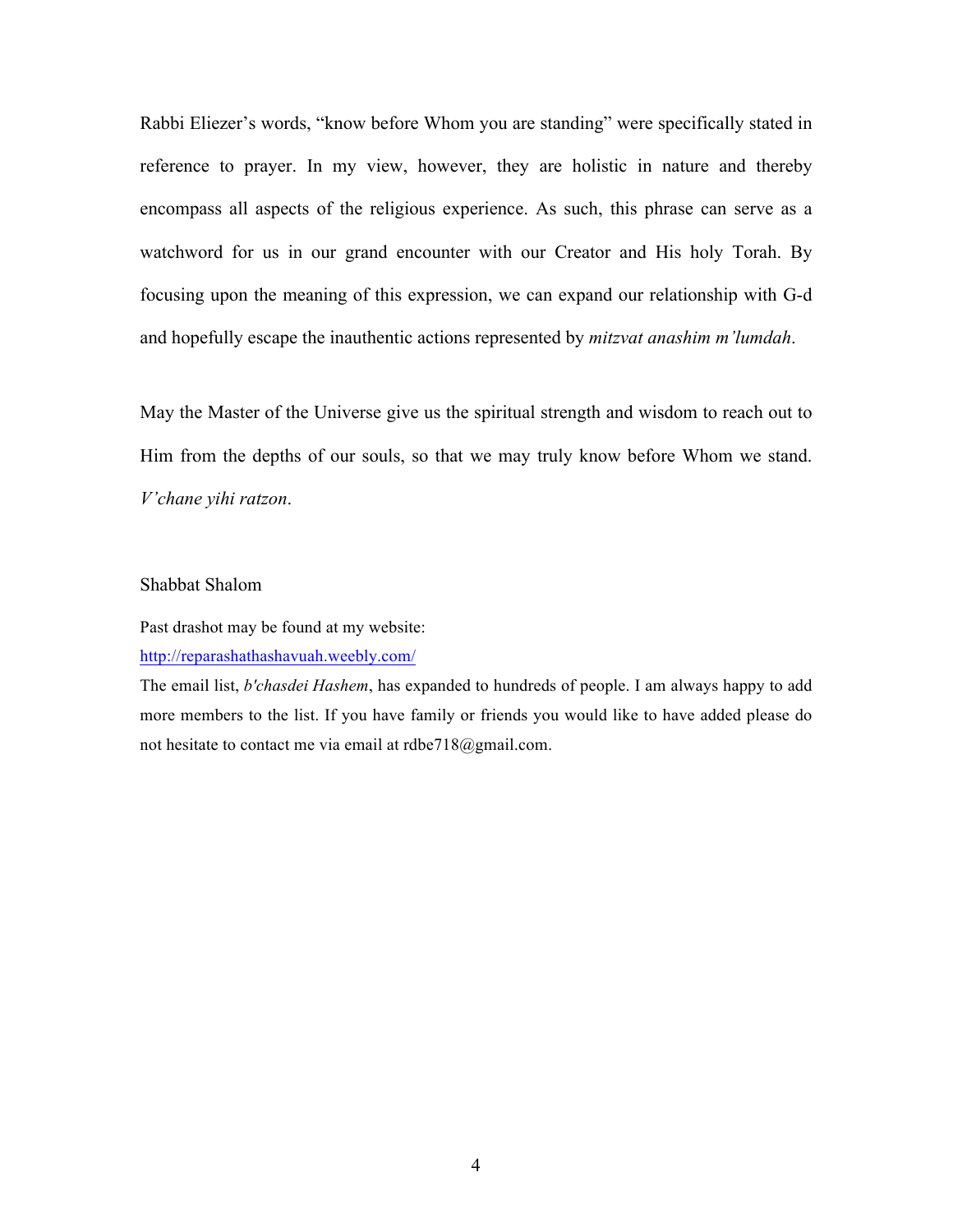Rabbi Eliezer's words, "know before Whom you are standing" were specifically stated in reference to prayer. In my view, however, they are holistic in nature and thereby encompass all aspects of the religious experience. As such, this phrase can serve as a watchword for us in our grand encounter with our Creator and His holy Torah. By focusing upon the meaning of this expression, we can expand our relationship with G-d and hopefully escape the inauthentic actions represented by *mitzvat anashim m'lumdah*.

May the Master of the Universe give us the spiritual strength and wisdom to reach out to Him from the depths of our souls, so that we may truly know before Whom we stand. *V'chane yihi ratzon*.

Shabbat Shalom

Past drashot may be found at my website:
http://reparashathashavuah.weebly.com/
The email list, *b'chasdei Hashem*, has expanded to hundreds of people. I am always happy to add more members to the list. If you have family or friends you would like to have added please do not hesitate to contact me via email at rdbe718@gmail.com.